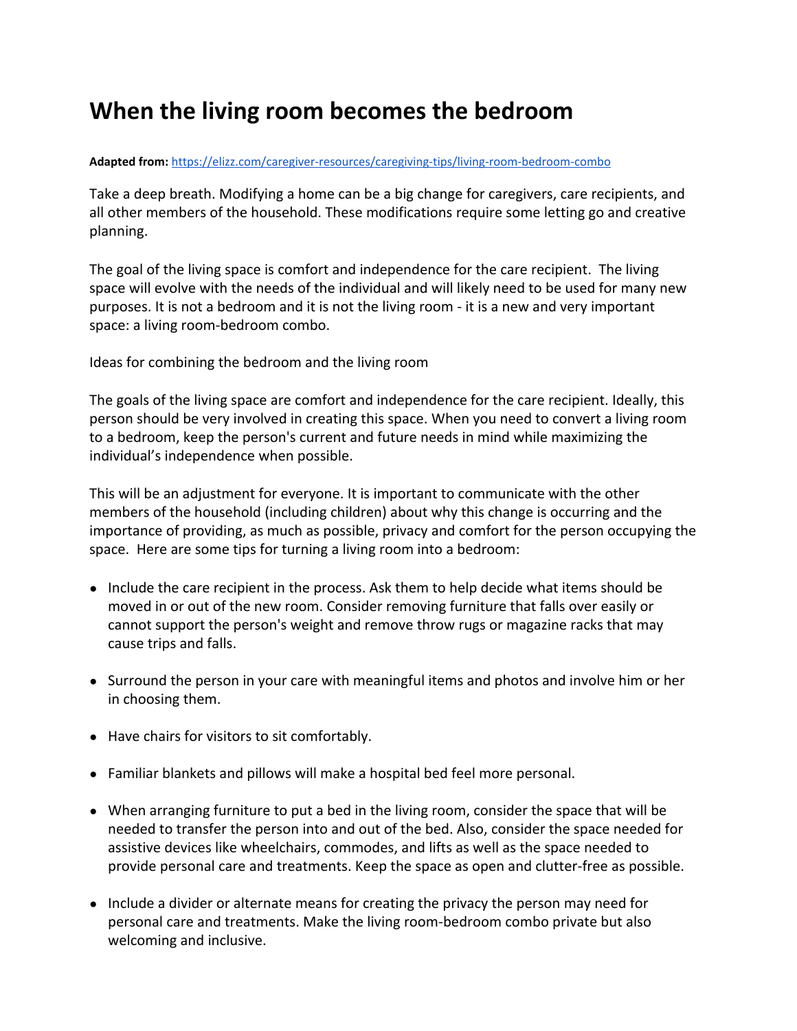# When the living room becomes the bedroom

**Adapted from:** [https://elizz.com/caregiver-resources/caregiving-tips/living-room-bedroom-combo](https://elizz.com/caregiver-resources/caregiving-tips/living-room-bedroom-combo)

Take a deep breath. Modifying a home can be a big change for caregivers, care recipients, and all other members of the household. These modifications require some letting go and creative planning.

The goal of the living space is comfort and independence for the care recipient. The living space will evolve with the needs of the individual and will likely need to be used for many new purposes. It is not a bedroom and it is not the living room - it is a new and very important space: a living room-bedroom combo.

Ideas for combining the bedroom and the living room

The goals of the living space are comfort and independence for the care recipient. Ideally, this person should be very involved in creating this space. When you need to convert a living room to a bedroom, keep the person's current and future needs in mind while maximizing the individual's independence when possible.

This will be an adjustment for everyone. It is important to communicate with the other members of the household (including children) about why this change is occurring and the importance of providing, as much as possible, privacy and comfort for the person occupying the space. Here are some tips for turning a living room into a bedroom:

- Include the care recipient in the process. Ask them to help decide what items should be moved in or out of the new room. Consider removing furniture that falls over easily or cannot support the person's weight and remove throw rugs or magazine racks that may cause trips and falls.
- Surround the person in your care with meaningful items and photos and involve him or her in choosing them.
- Have chairs for visitors to sit comfortably.
- Familiar blankets and pillows will make a hospital bed feel more personal.
- When arranging furniture to put a bed in the living room, consider the space that will be needed to transfer the person into and out of the bed. Also, consider the space needed for assistive devices like wheelchairs, commodes, and lifts as well as the space needed to provide personal care and treatments. Keep the space as open and clutter-free as possible.
- Include a divider or alternate means for creating the privacy the person may need for personal care and treatments. Make the living room-bedroom combo private but also welcoming and inclusive.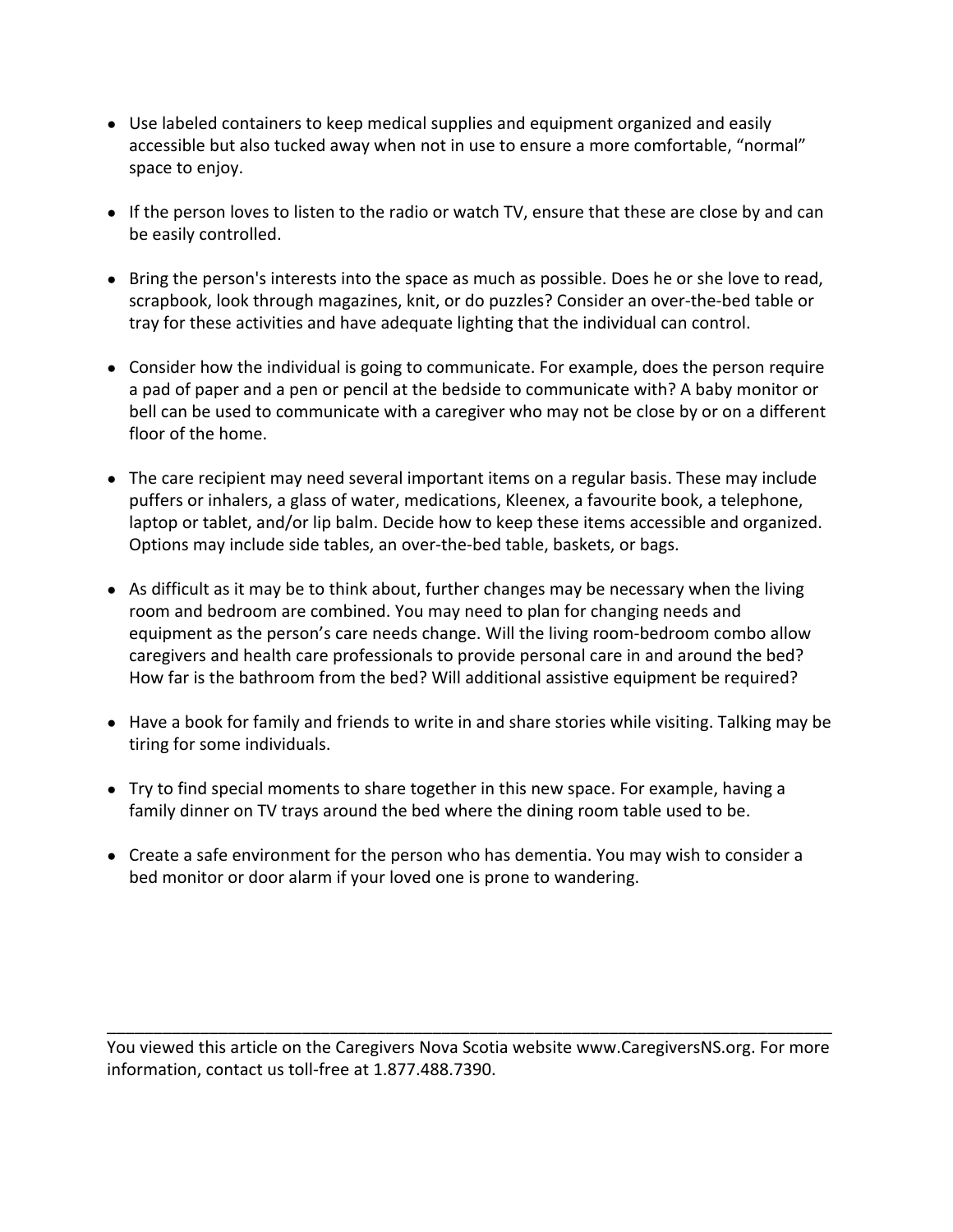- Use labeled containers to keep medical supplies and equipment organized and easily accessible but also tucked away when not in use to ensure a more comfortable, "normal" space to enjoy.
- If the person loves to listen to the radio or watch TV, ensure that these are close by and can be easily controlled.
- Bring the person's interests into the space as much as possible. Does he or she love to read, scrapbook, look through magazines, knit, or do puzzles? Consider an over-the-bed table or tray for these activities and have adequate lighting that the individual can control.
- Consider how the individual is going to communicate. For example, does the person require a pad of paper and a pen or pencil at the bedside to communicate with? A baby monitor or bell can be used to communicate with a caregiver who may not be close by or on a different floor of the home.
- The care recipient may need several important items on a regular basis. These may include puffers or inhalers, a glass of water, medications, Kleenex, a favourite book, a telephone, laptop or tablet, and/or lip balm. Decide how to keep these items accessible and organized. Options may include side tables, an over-the-bed table, baskets, or bags.
- As difficult as it may be to think about, further changes may be necessary when the living room and bedroom are combined. You may need to plan for changing needs and equipment as the person's care needs change. Will the living room-bedroom combo allow caregivers and health care professionals to provide personal care in and around the bed? How far is the bathroom from the bed? Will additional assistive equipment be required?
- Have a book for family and friends to write in and share stories while visiting. Talking may be tiring for some individuals.
- Try to find special moments to share together in this new space. For example, having a family dinner on TV trays around the bed where the dining room table used to be.
- Create a safe environment for the person who has dementia. You may wish to consider a bed monitor or door alarm if your loved one is prone to wandering.

---

You viewed this article on the Caregivers Nova Scotia website www.CaregiversNS.org. For more information, contact us toll-free at 1.877.488.7390.